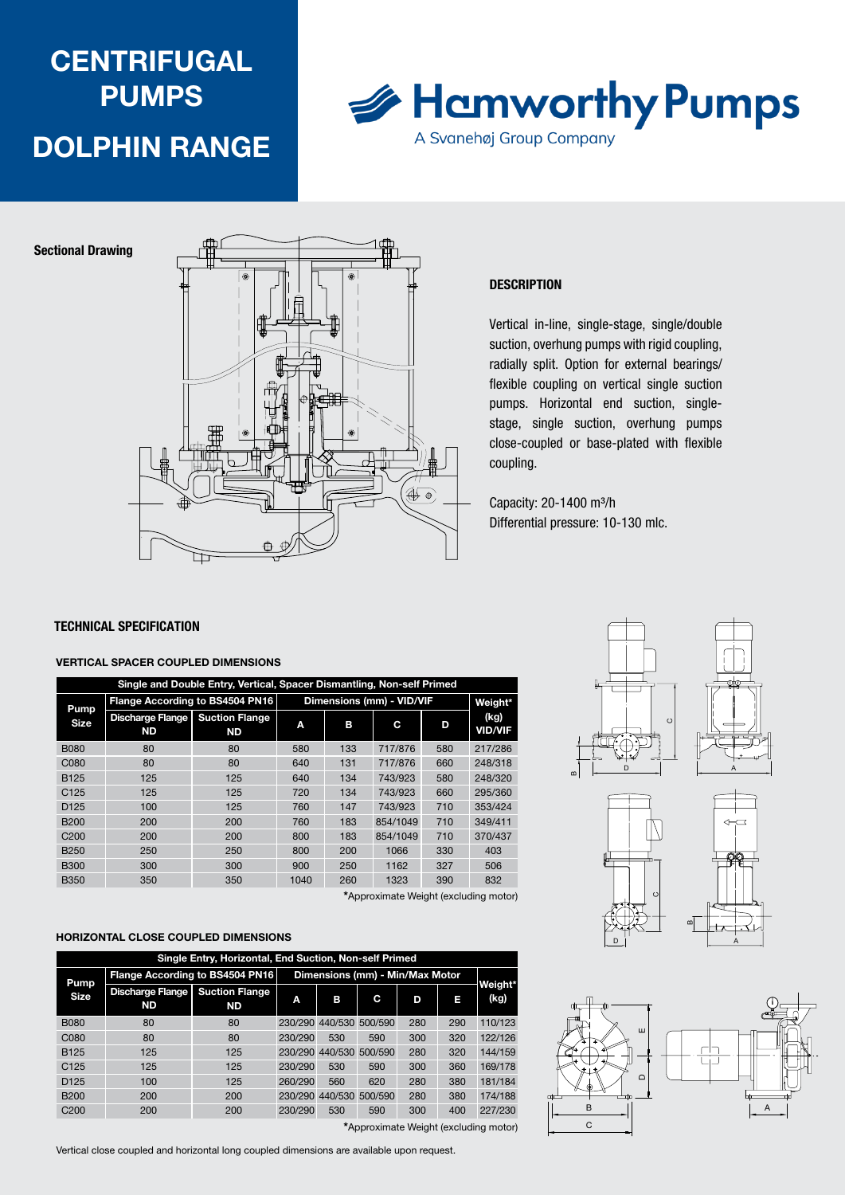# CENTRIFUGAL PUMPS

# DOLPHIN RANGE

Hamworthy Pumps
A Svanehøj Group Company

**Sectional Drawing**

## DESCRIPTION

Vertical in-line, single-stage, single/double suction, overhung pumps with rigid coupling, radially split. Option for external bearings/ flexible coupling on vertical single suction pumps. Horizontal end suction, single-stage, single suction, overhung pumps close-coupled or base-plated with flexible coupling.

Capacity: 20-1400 m³/h
Differential pressure: 10-130 mlc.

## TECHNICAL SPECIFICATION

### VERTICAL SPACER COUPLED DIMENSIONS

| Single and Double Entry, Vertical, Spacer Dismantling, Non-self Primed | | | | | | | |
|---|---|---|---|---|---|---|---|
| Pump Size | Flange According to BS4504 PN16 | | Dimensions (mm) - VID/VIF | | | | Weight* (kg) VID/VIF |
| | Discharge Flange ND | Suction Flange ND | A | B | C | D | |
| B080 | 80 | 80 | 580 | 133 | 717/876 | 580 | 217/286 |
| C080 | 80 | 80 | 640 | 131 | 717/876 | 660 | 248/318 |
| B125 | 125 | 125 | 640 | 134 | 743/923 | 580 | 248/320 |
| C125 | 125 | 125 | 720 | 134 | 743/923 | 660 | 295/360 |
| D125 | 100 | 125 | 760 | 147 | 743/923 | 710 | 353/424 |
| B200 | 200 | 200 | 760 | 183 | 854/1049 | 710 | 349/411 |
| C200 | 200 | 200 | 800 | 183 | 854/1049 | 710 | 370/437 |
| B250 | 250 | 250 | 800 | 200 | 1066 | 330 | 403 |
| B300 | 300 | 300 | 900 | 250 | 1162 | 327 | 506 |
| B350 | 350 | 350 | 1040 | 260 | 1323 | 390 | 832 |

*Approximate Weight (excluding motor)

### HORIZONTAL CLOSE COUPLED DIMENSIONS

| Single Entry, Horizontal, End Suction, Non-self Primed | | | | | | | | |
|---|---|---|---|---|---|---|---|---|
| Pump Size | Flange According to BS4504 PN16 | | Dimensions (mm) - Min/Max Motor | | | | | Weight* (kg) |
| | Discharge Flange ND | Suction Flange ND | A | B | C | D | E | |
| B080 | 80 | 80 | 230/290 | 440/530 | 500/590 | 280 | 290 | 110/123 |
| C080 | 80 | 80 | 230/290 | 530 | 590 | 300 | 320 | 122/126 |
| B125 | 125 | 125 | 230/290 | 440/530 | 500/590 | 280 | 320 | 144/159 |
| C125 | 125 | 125 | 230/290 | 530 | 590 | 300 | 360 | 169/178 |
| D125 | 100 | 125 | 260/290 | 560 | 620 | 280 | 380 | 181/184 |
| B200 | 200 | 200 | 230/290 | 440/530 | 500/590 | 280 | 380 | 174/188 |
| C200 | 200 | 200 | 230/290 | 530 | 590 | 300 | 400 | 227/230 |

*Approximate Weight (excluding motor)

Vertical close coupled and horizontal long coupled dimensions are available upon request.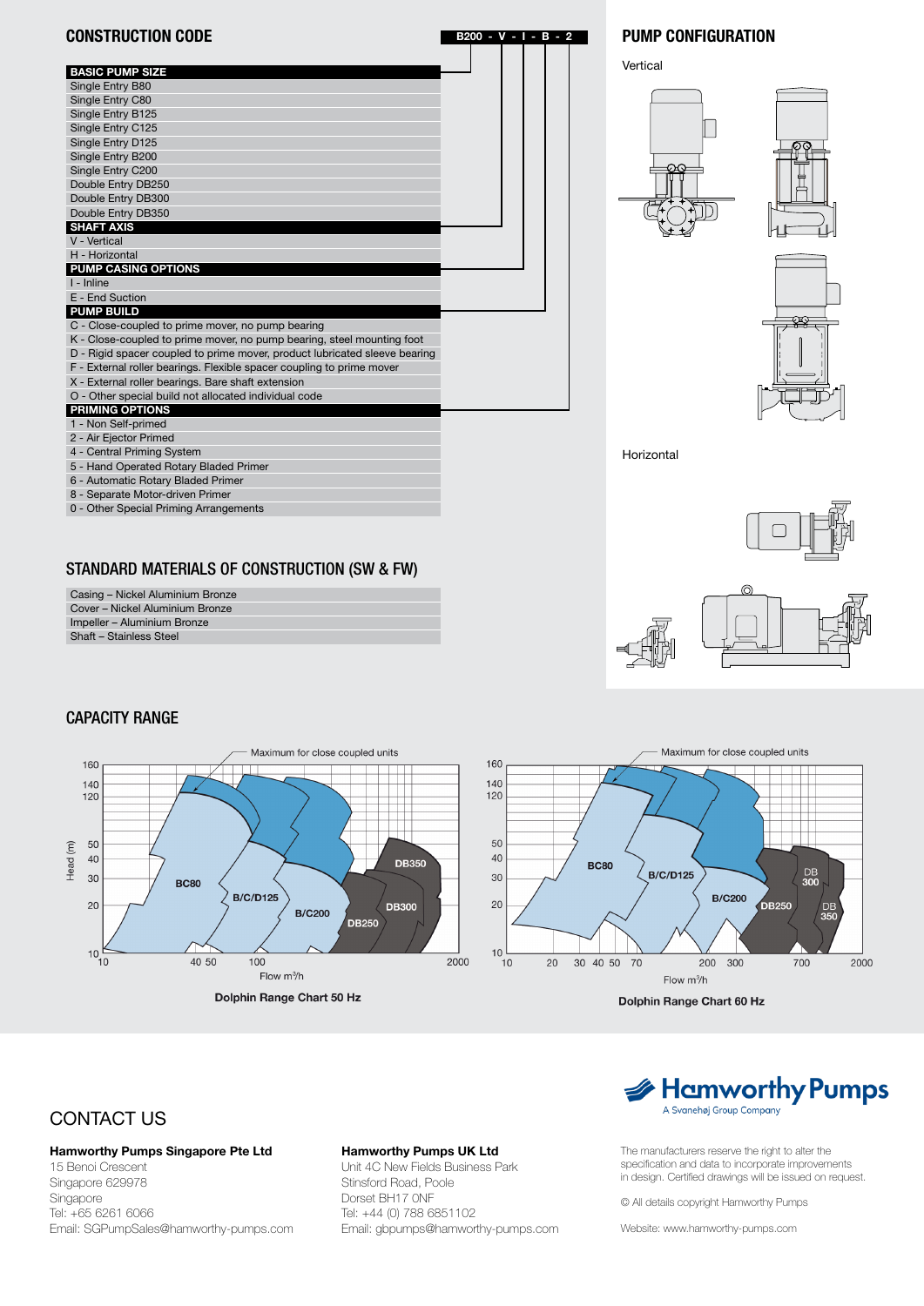## CONSTRUCTION CODE

**B200 - V - I - B - 2**

| | |
|---|---|
| **BASIC PUMP SIZE** | |
| Single Entry B80 | |
| Single Entry C80 | |
| Single Entry B125 | |
| Single Entry C125 | |
| Single Entry D125 | |
| Single Entry B200 | |
| Single Entry C200 | |
| Double Entry DB250 | |
| Double Entry DB300 | |
| Double Entry DB350 | |
| **SHAFT AXIS** | |
| V - Vertical | |
| H - Horizontal | |
| **PUMP CASING OPTIONS** | |
| I - Inline | |
| E - End Suction | |
| **PUMP BUILD** | |
| C - Close-coupled to prime mover, no pump bearing | |
| K - Close-coupled to prime mover, no pump bearing, steel mounting foot | |
| D - Rigid spacer coupled to prime mover, product lubricated sleeve bearing | |
| F - External roller bearings. Flexible spacer coupling to prime mover | |
| X - External roller bearings. Bare shaft extension | |
| O - Other special build not allocated individual code | |
| **PRIMING OPTIONS** | |
| 1 - Non Self-primed | |
| 2 - Air Ejector Primed | |
| 4 - Central Priming System | |
| 5 - Hand Operated Rotary Bladed Primer | |
| 6 - Automatic Rotary Bladed Primer | |
| 8 - Separate Motor-driven Primer | |
| 0 - Other Special Priming Arrangements | |

## PUMP CONFIGURATION

Vertical

Horizontal

## STANDARD MATERIALS OF CONSTRUCTION (SW & FW)

| |
|---|
| Casing – Nickel Aluminium Bronze |
| Cover – Nickel Aluminium Bronze |
| Impeller – Aluminium Bronze |
| Shaft – Stainless Steel |

## CAPACITY RANGE

Maximum for close coupled units

Head (m)

160
140
120
50
40
30
20
10

BC80
B/C/D125
B/C200
DB350
DB300
DB250

10 40 50 100 2000

Flow m³/h

**Dolphin Range Chart 50 Hz**

Maximum for close coupled units

160
140
120
50
40
30
20
10

BC80
B/C/D125
B/C200
DB250
DB 300
DB 350

10 20 30 40 50 70 200 300 700 2000

Flow m³/h

**Dolphin Range Chart 60 Hz**

## CONTACT US

**Hamworthy Pumps Singapore Pte Ltd**
15 Benoi Crescent
Singapore 629978
Singapore
Tel: +65 6261 6066
Email: SGPumpSales@hamworthy-pumps.com

**Hamworthy Pumps UK Ltd**
Unit 4C New Fields Business Park
Stinsford Road, Poole
Dorset BH17 0NF
Tel: +44 (0) 788 6851102
Email: gbpumps@hamworthy-pumps.com

**Hamworthy Pumps**
A Svanehøj Group Company

The manufacturers reserve the right to alter the specification and data to incorporate improvements in design. Certified drawings will be issued on request.

© All details copyright Hamworthy Pumps

Website: www.hamworthy-pumps.com